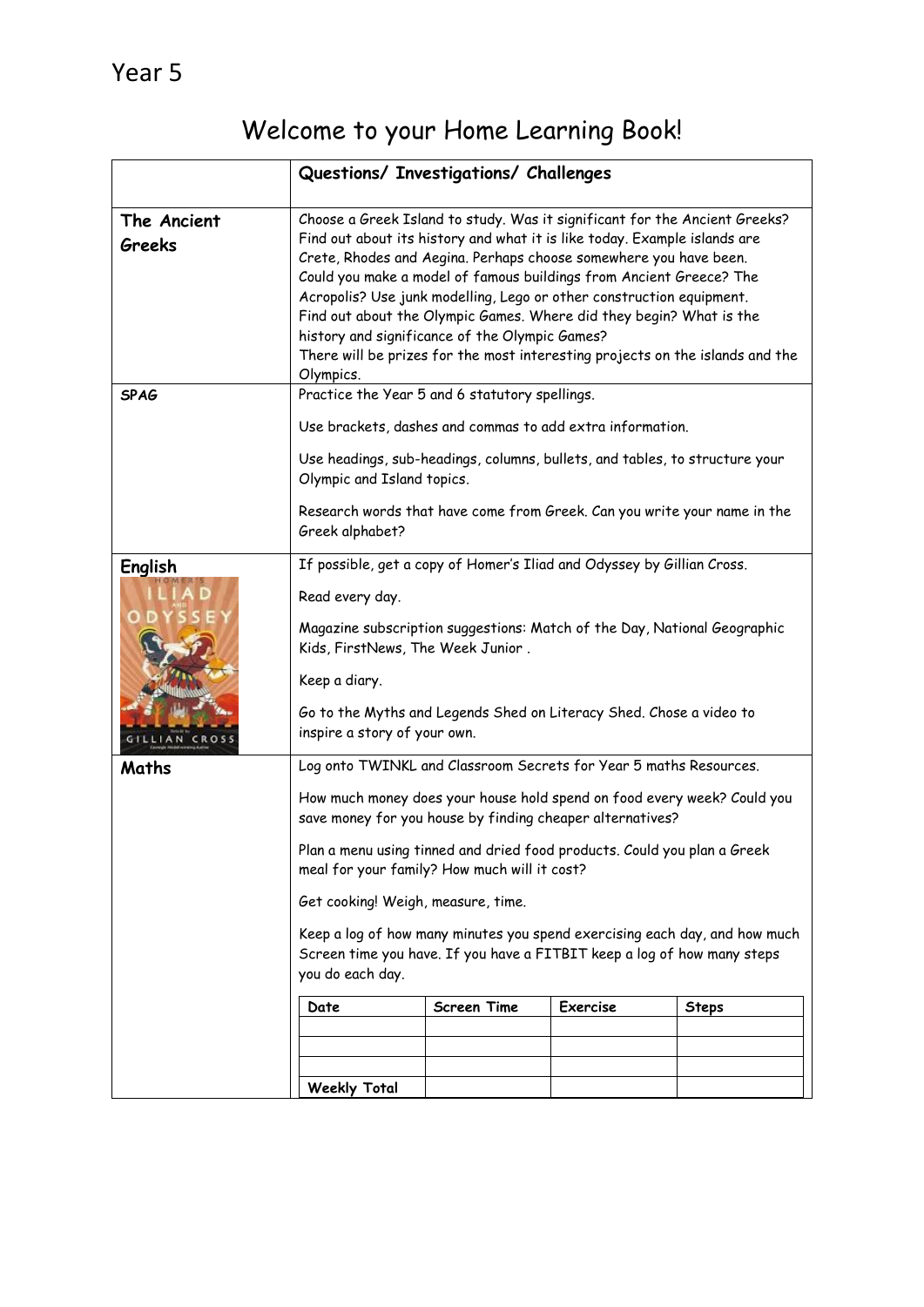Year 5

# Welcome to your Home Learning Book!

| | Questions/ Investigations/ Challenges |
|---|---|
| **The Ancient Greeks** | Choose a Greek Island to study. Was it significant for the Ancient Greeks? Find out about its history and what it is like today. Example islands are Crete, Rhodes and Aegina. Perhaps choose somewhere you have been.<br>Could you make a model of famous buildings from Ancient Greece? The Acropolis? Use junk modelling, Lego or other construction equipment.<br>Find out about the Olympic Games. Where did they begin? What is the history and significance of the Olympic Games?<br>There will be prizes for the most interesting projects on the islands and the Olympics. |
| **SPAG** | Practice the Year 5 and 6 statutory spellings.<br><br>Use brackets, dashes and commas to add extra information.<br><br>Use headings, sub-headings, columns, bullets, and tables, to structure your Olympic and Island topics.<br><br>Research words that have come from Greek. Can you write your name in the Greek alphabet? |
| **English** | If possible, get a copy of Homer's Iliad and Odyssey by Gillian Cross.<br><br>Read every day.<br><br>Magazine subscription suggestions: Match of the Day, National Geographic Kids, FirstNews, The Week Junior .<br><br>Keep a diary.<br><br>Go to the Myths and Legends Shed on Literacy Shed. Chose a video to inspire a story of your own. |
| **Maths** | Log onto TWINKL and Classroom Secrets for Year 5 maths Resources.<br><br>How much money does your house hold spend on food every week? Could you save money for you house by finding cheaper alternatives?<br><br>Plan a menu using tinned and dried food products. Could you plan a Greek meal for your family? How much will it cost?<br><br>Get cooking! Weigh, measure, time.<br><br>Keep a log of how many minutes you spend exercising each day, and how much Screen time you have. If you have a FITBIT keep a log of how many steps you do each day. |

| Date | Screen Time | Exercise | Steps |
|---|---|---|---|
| | | | |
| | | | |
| | | | |
| **Weekly Total** | | | |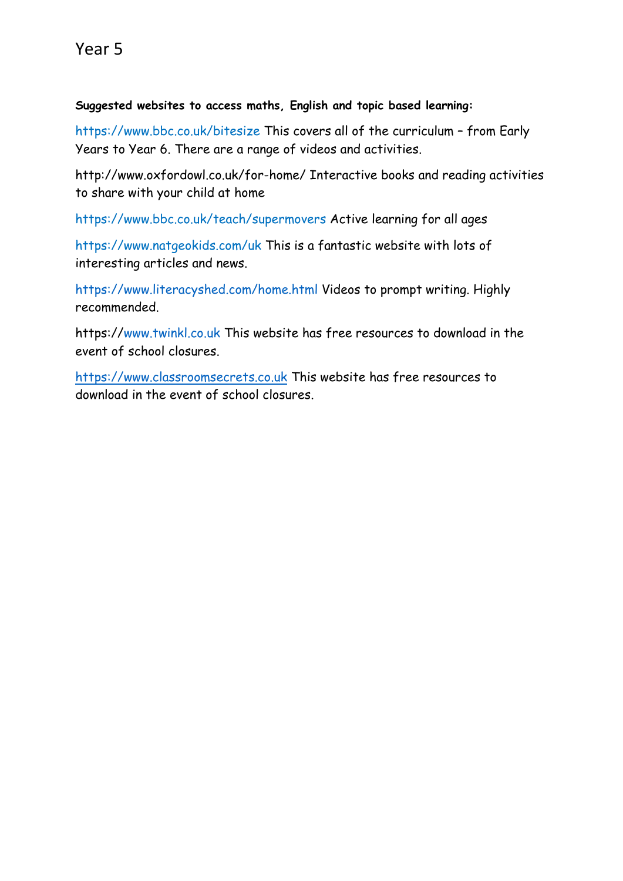# Year 5

**Suggested websites to access maths, English and topic based learning:**

https://www.bbc.co.uk/bitesize This covers all of the curriculum – from Early Years to Year 6. There are a range of videos and activities.

http://www.oxfordowl.co.uk/for-home/ Interactive books and reading activities to share with your child at home

https://www.bbc.co.uk/teach/supermovers Active learning for all ages

https://www.natgeokids.com/uk This is a fantastic website with lots of interesting articles and news.

https://www.literacyshed.com/home.html Videos to prompt writing. Highly recommended.

https://www.twinkl.co.uk This website has free resources to download in the event of school closures.

https://www.classroomsecrets.co.uk This website has free resources to download in the event of school closures.